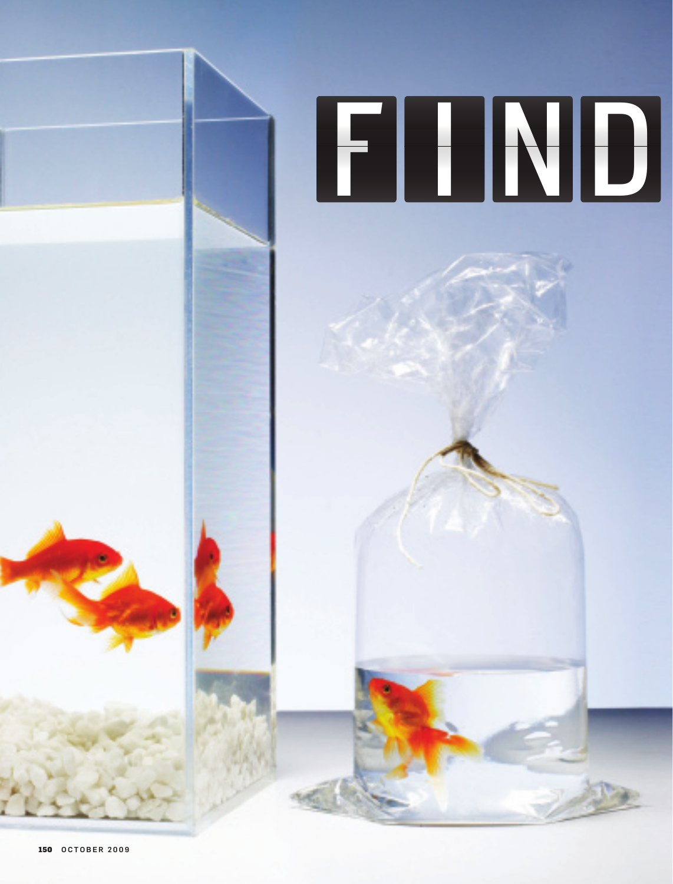# FIND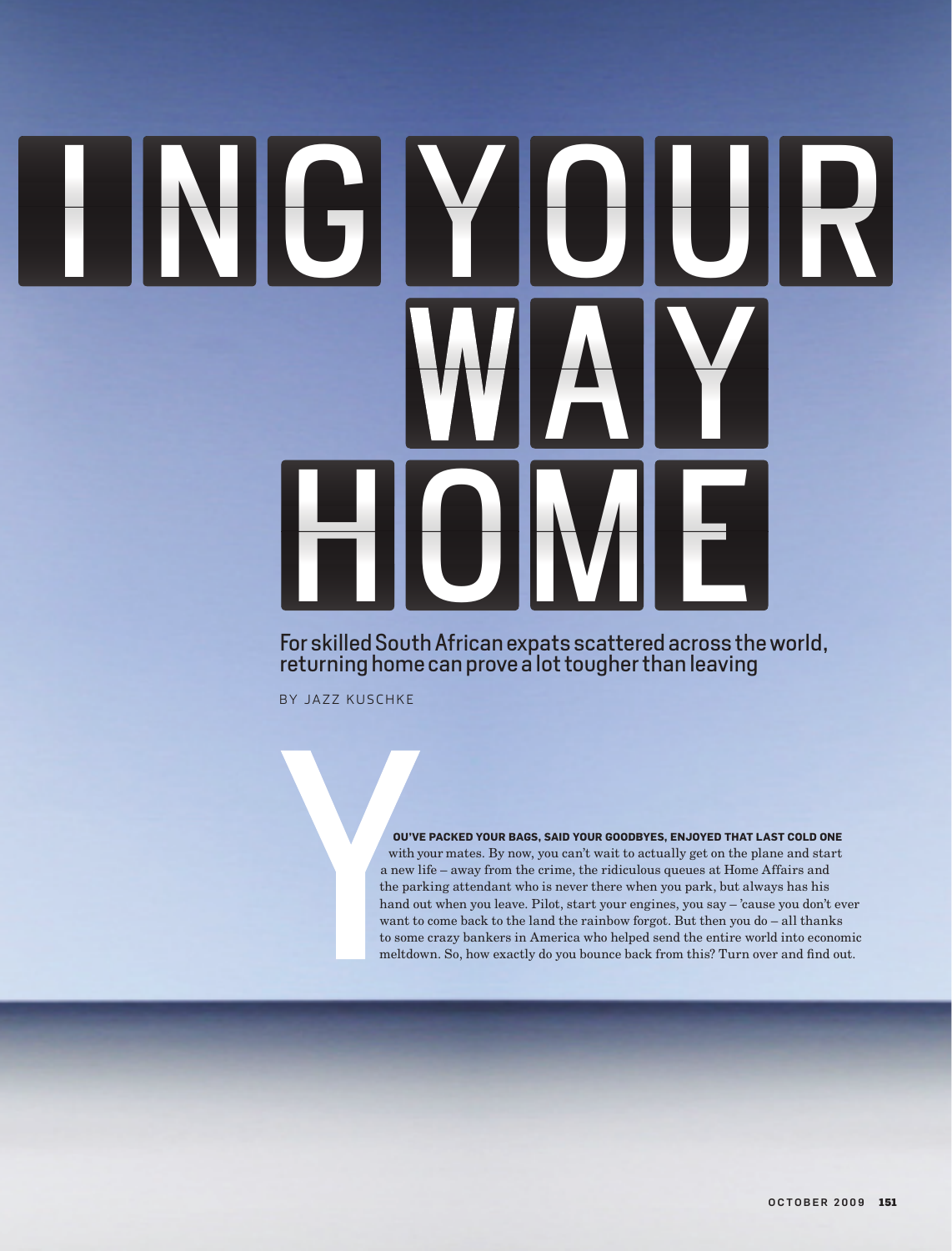# ING YOUR WAY HOME

## For skilled South African expats scattered across the world, returning home can prove a lot tougher than leaving

BY JAZZ KUSCHKE

**YOU'VE PACKED YOUR BAGS, SAID YOUR GOODBYES, ENJOYED THAT LAST COLD ONE** with your mates. By now, you can't wait to actually get on the plane and start a new life – away from the crime, the ridiculous queues at Home Affairs and the parking attendant who is never there when you park, but always has his hand out when you leave. Pilot, start your engines, you say – 'cause you don't ever want to come back to the land the rainbow forgot. But then you do – all thanks to some crazy bankers in America who helped send the entire world into economic meltdown. So, how exactly do you bounce back from this? Turn over and find out.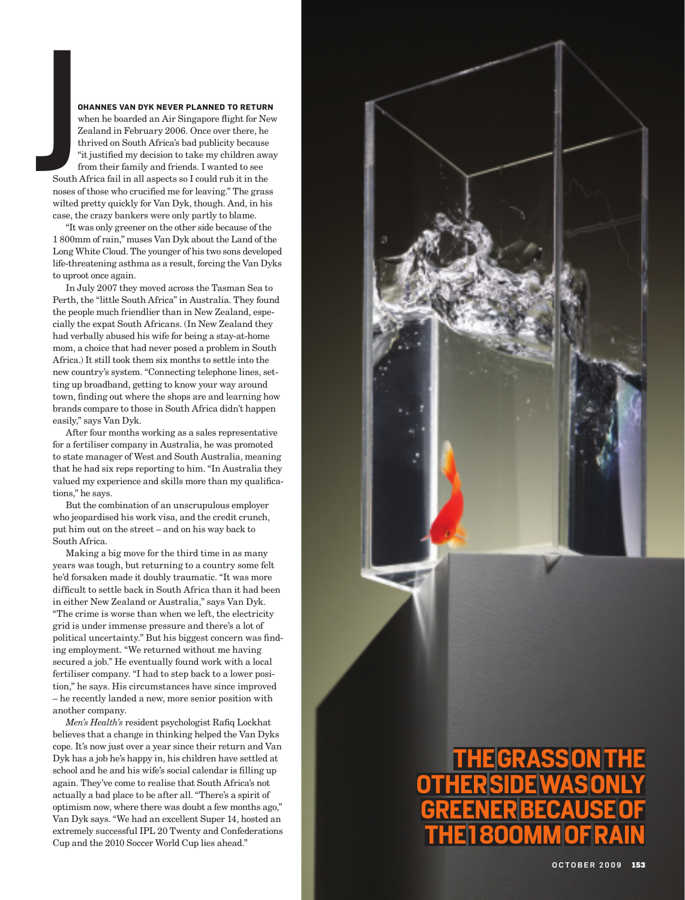**JOHANNES VAN DYK NEVER PLANNED TO RETURN** when he boarded an Air Singapore flight for New Zealand in February 2006. Once over there, he thrived on South Africa's bad publicity because "it justified my decision to take my children away from their family and friends. I wanted to see South Africa fail in all aspects so I could rub it in the noses of those who crucified me for leaving." The grass wilted pretty quickly for Van Dyk, though. And, in his case, the crazy bankers were only partly to blame.

"It was only greener on the other side because of the 1 800mm of rain," muses Van Dyk about the Land of the Long White Cloud. The younger of his two sons developed life-threatening asthma as a result, forcing the Van Dyks to uproot once again.

In July 2007 they moved across the Tasman Sea to Perth, the "little South Africa" in Australia. They found the people much friendlier than in New Zealand, especially the expat South Africans. (In New Zealand they had verbally abused his wife for being a stay-at-home mom, a choice that had never posed a problem in South Africa.) It still took them six months to settle into the new country's system. "Connecting telephone lines, setting up broadband, getting to know your way around town, finding out where the shops are and learning how brands compare to those in South Africa didn't happen easily," says Van Dyk.

After four months working as a sales representative for a fertiliser company in Australia, he was promoted to state manager of West and South Australia, meaning that he had six reps reporting to him. "In Australia they valued my experience and skills more than my qualifications," he says.

But the combination of an unscrupulous employer who jeopardised his work visa, and the credit crunch, put him out on the street – and on his way back to South Africa.

Making a big move for the third time in as many years was tough, but returning to a country some felt he'd forsaken made it doubly traumatic. "It was more difficult to settle back in South Africa than it had been in either New Zealand or Australia," says Van Dyk. "The crime is worse than when we left, the electricity grid is under immense pressure and there's a lot of political uncertainty." But his biggest concern was finding employment. "We returned without me having secured a job." He eventually found work with a local fertiliser company. "I had to step back to a lower position," he says. His circumstances have since improved – he recently landed a new, more senior position with another company.

*Men's Health's* resident psychologist Rafiq Lockhat believes that a change in thinking helped the Van Dyks cope. It's now just over a year since their return and Van Dyk has a job he's happy in, his children have settled at school and he and his wife's social calendar is filling up again. They've come to realise that South Africa's not actually a bad place to be after all. "There's a spirit of optimism now, where there was doubt a few months ago," Van Dyk says. "We had an excellent Super 14, hosted an extremely successful IPL 20 Twenty and Confederations Cup and the 2010 Soccer World Cup lies ahead."

**THE GRASS ON THE OTHER SIDE WAS ONLY GREENER BECAUSE OF THE 1 800MM OF RAIN**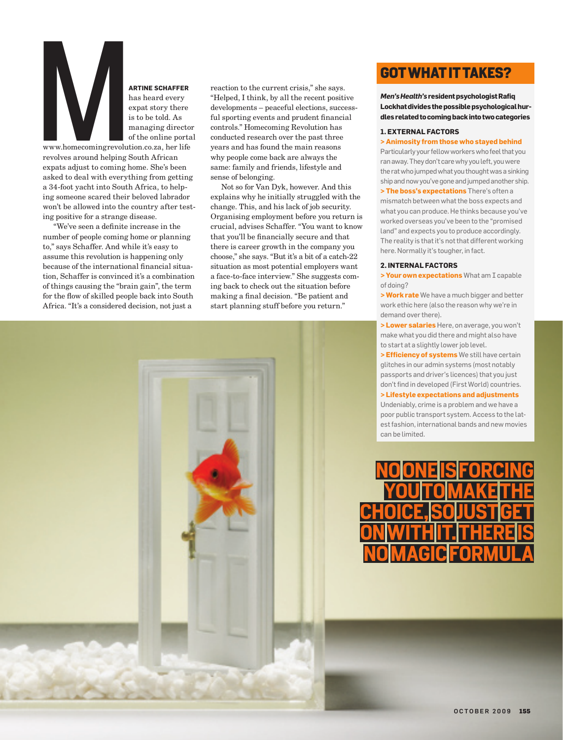**MARTINE SCHAFFER** has heard every expat story there is to be told. As managing director of the online portal www.homecomingrevolution.co.za, her life revolves around helping South African expats adjust to coming home. She's been asked to deal with everything from getting a 34-foot yacht into South Africa, to helping someone scared their beloved labrador won't be allowed into the country after testing positive for a strange disease.

"We've seen a definite increase in the number of people coming home or planning to," says Schaffer. And while it's easy to assume this revolution is happening only because of the international financial situation, Schaffer is convinced it's a combination of things causing the "brain gain", the term for the flow of skilled people back into South Africa. "It's a considered decision, not just a reaction to the current crisis," she says. "Helped, I think, by all the recent positive developments – peaceful elections, successful sporting events and prudent financial controls." Homecoming Revolution has conducted research over the past three years and has found the main reasons why people come back are always the same: family and friends, lifestyle and sense of belonging.

Not so for Van Dyk, however. And this explains why he initially struggled with the change. This, and his lack of job security. Organising employment before you return is crucial, advises Schaffer. "You want to know that you'll be financially secure and that there is career growth in the company you choose," she says. "But it's a bit of a catch-22 situation as most potential employers want a face-to-face interview." She suggests coming back to check out the situation before making a final decision. "Be patient and start planning stuff before you return."

## GOT WHAT IT TAKES?

***Men's Health's*** **resident psychologist Rafiq Lockhat divides the possible psychological hurdles related to coming back into two categories**

### 1. EXTERNAL FACTORS

**> Animosity from those who stayed behind**
Particularly your fellow workers who feel that you ran away. They don't care why you left, you were the rat who jumped what you thought was a sinking ship and now you've gone and jumped another ship.

**> The boss's expectations** There's often a mismatch between what the boss expects and what you can produce. He thinks because you've worked overseas you've been to the "promised land" and expects you to produce accordingly. The reality is that it's not that different working here. Normally it's tougher, in fact.

### 2. INTERNAL FACTORS

**> Your own expectations** What am I capable of doing?

**> Work rate** We have a much bigger and better work ethic here (also the reason why we're in demand over there).

**> Lower salaries** Here, on average, you won't make what you did there and might also have to start at a slightly lower job level.

**> Efficiency of systems** We still have certain glitches in our admin systems (most notably passports and driver's licences) that you just don't find in developed (First World) countries.

**> Lifestyle expectations and adjustments** Undeniably, crime is a problem and we have a poor public transport system. Access to the latest fashion, international bands and new movies can be limited.

**NO ONE IS FORCING YOU TO MAKE THE CHOICE, SO JUST GET ON WITH IT. THERE IS NO MAGIC FORMULA**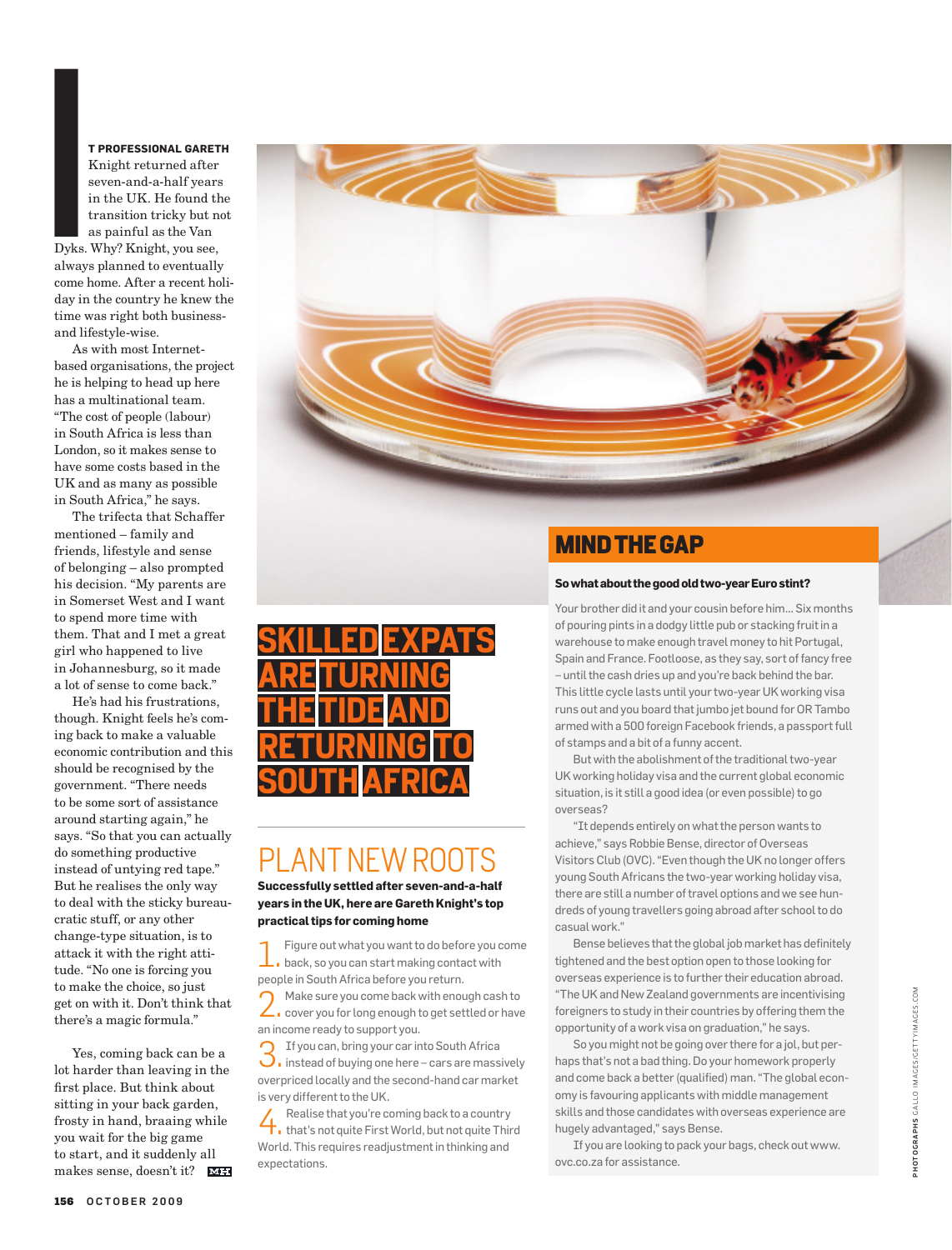IT PROFESSIONAL GARETH Knight returned after seven-and-a-half years in the UK. He found the transition tricky but not as painful as the Van Dyks. Why? Knight, you see, always planned to eventually come home. After a recent holiday in the country he knew the time was right both business- and lifestyle-wise.

As with most Internet-based organisations, the project he is helping to head up here has a multinational team. "The cost of people (labour) in South Africa is less than London, so it makes sense to have some costs based in the UK and as many as possible in South Africa," he says.

The trifecta that Schaffer mentioned – family and friends, lifestyle and sense of belonging – also prompted his decision. "My parents are in Somerset West and I want to spend more time with them. That and I met a great girl who happened to live in Johannesburg, so it made a lot of sense to come back."

He's had his frustrations, though. Knight feels he's coming back to make a valuable economic contribution and this should be recognised by the government. "There needs to be some sort of assistance around starting again," he says. "So that you can actually do something productive instead of untying red tape." But he realises the only way to deal with the sticky bureaucratic stuff, or any other change-type situation, is to attack it with the right attitude. "No one is forcing you to make the choice, so just get on with it. Don't think that there's a magic formula."

Yes, coming back can be a lot harder than leaving in the first place. But think about sitting in your back garden, frosty in hand, braaing while you wait for the big game to start, and it suddenly all makes sense, doesn't it? MH

## SKILLED EXPATS ARE TURNING THE TIDE AND RETURNING TO SOUTH AFRICA

## PLANT NEW ROOTS

**Successfully settled after seven-and-a-half years in the UK, here are Gareth Knight's top practical tips for coming home**

1. Figure out what you want to do before you come back, so you can start making contact with people in South Africa before you return.
2. Make sure you come back with enough cash to cover you for long enough to get settled or have an income ready to support you.
3. If you can, bring your car into South Africa instead of buying one here – cars are massively overpriced locally and the second-hand car market is very different to the UK.
4. Realise that you're coming back to a country that's not quite First World, but not quite Third World. This requires readjustment in thinking and expectations.

## MIND THE GAP

**So what about the good old two-year Euro stint?**

Your brother did it and your cousin before him... Six months of pouring pints in a dodgy little pub or stacking fruit in a warehouse to make enough travel money to hit Portugal, Spain and France. Footloose, as they say, sort of fancy free – until the cash dries up and you're back behind the bar. This little cycle lasts until your two-year UK working visa runs out and you board that jumbo jet bound for OR Tambo armed with a 500 foreign Facebook friends, a passport full of stamps and a bit of a funny accent.

But with the abolishment of the traditional two-year UK working holiday visa and the current global economic situation, is it still a good idea (or even possible) to go overseas?

"It depends entirely on what the person wants to achieve," says Robbie Bense, director of Overseas Visitors Club (OVC). "Even though the UK no longer offers young South Africans the two-year working holiday visa, there are still a number of travel options and we see hundreds of young travellers going abroad after school to do casual work."

Bense believes that the global job market has definitely tightened and the best option open to those looking for overseas experience is to further their education abroad. "The UK and New Zealand governments are incentivising foreigners to study in their countries by offering them the opportunity of a work visa on graduation," he says.

So you might not be going over there for a jol, but perhaps that's not a bad thing. Do your homework properly and come back a better (qualified) man. "The global economy is favouring applicants with middle management skills and those candidates with overseas experience are hugely advantaged," says Bense.

If you are looking to pack your bags, check out www.ovc.co.za for assistance.

PHOTOGRAPHS GALLO IMAGES/GETTYIMAGES.COM